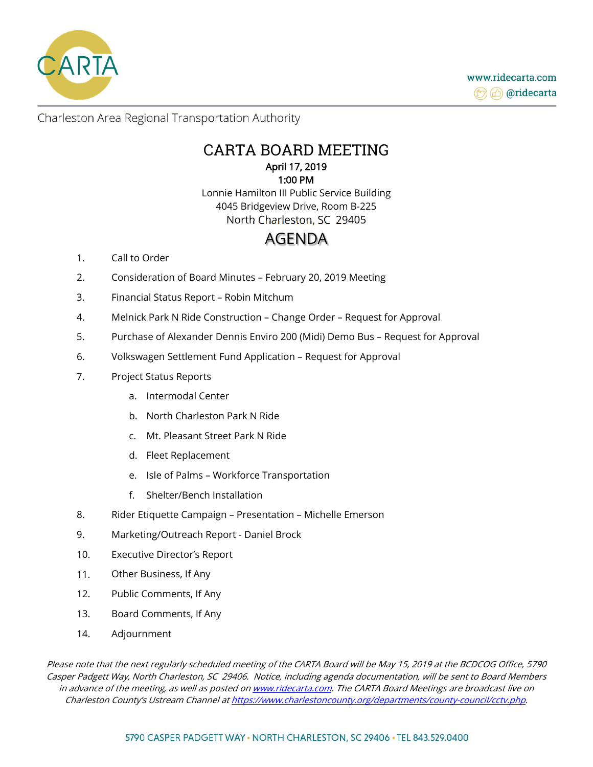CARTA

www.ridecarta.com
@ridecarta

Charleston Area Regional Transportation Authority

# CARTA BOARD MEETING

**April 17, 2019**
**1:00 PM**
Lonnie Hamilton III Public Service Building
4045 Bridgeview Drive, Room B-225
North Charleston, SC 29405

## AGENDA

1. Call to Order
2. Consideration of Board Minutes – February 20, 2019 Meeting
3. Financial Status Report – Robin Mitchum
4. Melnick Park N Ride Construction – Change Order – Request for Approval
5. Purchase of Alexander Dennis Enviro 200 (Midi) Demo Bus – Request for Approval
6. Volkswagen Settlement Fund Application – Request for Approval
7. Project Status Reports
   a. Intermodal Center
   b. North Charleston Park N Ride
   c. Mt. Pleasant Street Park N Ride
   d. Fleet Replacement
   e. Isle of Palms – Workforce Transportation
   f. Shelter/Bench Installation
8. Rider Etiquette Campaign – Presentation – Michelle Emerson
9. Marketing/Outreach Report - Daniel Brock
10. Executive Director's Report
11. Other Business, If Any
12. Public Comments, If Any
13. Board Comments, If Any
14. Adjournment

*Please note that the next regularly scheduled meeting of the CARTA Board will be May 15, 2019 at the BCDCOG Office, 5790 Casper Padgett Way, North Charleston, SC 29406. Notice, including agenda documentation, will be sent to Board Members in advance of the meeting, as well as posted on [www.ridecarta.com](www.ridecarta.com). The CARTA Board Meetings are broadcast live on Charleston County's Ustream Channel at [https://www.charlestoncounty.org/departments/county-council/cctv.php](https://www.charlestoncounty.org/departments/county-council/cctv.php).*

5790 CASPER PADGETT WAY • NORTH CHARLESTON, SC 29406 • TEL 843.529.0400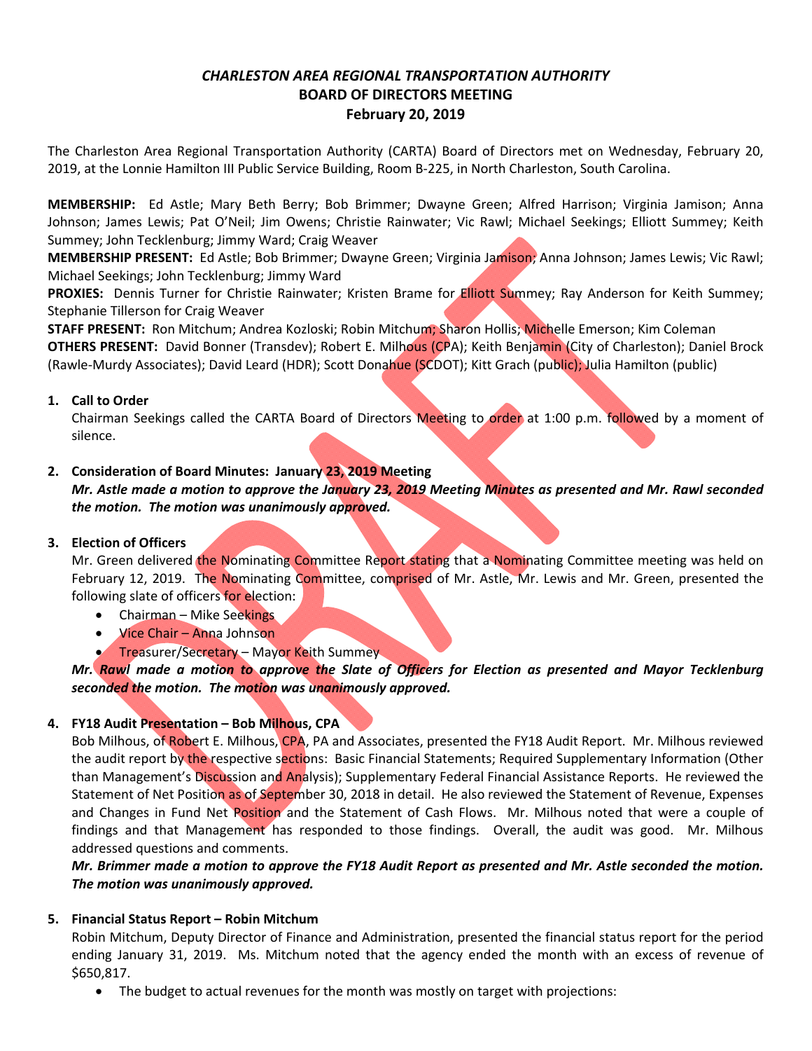# *CHARLESTON AREA REGIONAL TRANSPORTATION AUTHORITY*
# BOARD OF DIRECTORS MEETING
## February 20, 2019

The Charleston Area Regional Transportation Authority (CARTA) Board of Directors met on Wednesday, February 20, 2019, at the Lonnie Hamilton III Public Service Building, Room B-225, in North Charleston, South Carolina.

**MEMBERSHIP:** Ed Astle; Mary Beth Berry; Bob Brimmer; Dwayne Green; Alfred Harrison; Virginia Jamison; Anna Johnson; James Lewis; Pat O'Neil; Jim Owens; Christie Rainwater; Vic Rawl; Michael Seekings; Elliott Summey; Keith Summey; John Tecklenburg; Jimmy Ward; Craig Weaver

**MEMBERSHIP PRESENT:** Ed Astle; Bob Brimmer; Dwayne Green; Virginia Jamison; Anna Johnson; James Lewis; Vic Rawl; Michael Seekings; John Tecklenburg; Jimmy Ward

**PROXIES:** Dennis Turner for Christie Rainwater; Kristen Brame for Elliott Summey; Ray Anderson for Keith Summey; Stephanie Tillerson for Craig Weaver

**STAFF PRESENT:** Ron Mitchum; Andrea Kozloski; Robin Mitchum; Sharon Hollis; Michelle Emerson; Kim Coleman

**OTHERS PRESENT:** David Bonner (Transdev); Robert E. Milhous (CPA); Keith Benjamin (City of Charleston); Daniel Brock (Rawle-Murdy Associates); David Leard (HDR); Scott Donahue (SCDOT); Kitt Grach (public); Julia Hamilton (public)

1. **Call to Order**

   Chairman Seekings called the CARTA Board of Directors Meeting to order at 1:00 p.m. followed by a moment of silence.

2. **Consideration of Board Minutes: January 23, 2019 Meeting**

   ***Mr. Astle made a motion to approve the January 23, 2019 Meeting Minutes as presented and Mr. Rawl seconded the motion. The motion was unanimously approved.***

3. **Election of Officers**

   Mr. Green delivered the Nominating Committee Report stating that a Nominating Committee meeting was held on February 12, 2019. The Nominating Committee, comprised of Mr. Astle, Mr. Lewis and Mr. Green, presented the following slate of officers for election:

   - Chairman – Mike Seekings
   - Vice Chair – Anna Johnson
   - Treasurer/Secretary – Mayor Keith Summey

   ***Mr. Rawl made a motion to approve the Slate of Officers for Election as presented and Mayor Tecklenburg seconded the motion. The motion was unanimously approved.***

4. **FY18 Audit Presentation – Bob Milhous, CPA**

   Bob Milhous, of Robert E. Milhous, CPA, PA and Associates, presented the FY18 Audit Report. Mr. Milhous reviewed the audit report by the respective sections: Basic Financial Statements; Required Supplementary Information (Other than Management's Discussion and Analysis); Supplementary Federal Financial Assistance Reports. He reviewed the Statement of Net Position as of September 30, 2018 in detail. He also reviewed the Statement of Revenue, Expenses and Changes in Fund Net Position and the Statement of Cash Flows. Mr. Milhous noted that were a couple of findings and that Management has responded to those findings. Overall, the audit was good. Mr. Milhous addressed questions and comments.

   ***Mr. Brimmer made a motion to approve the FY18 Audit Report as presented and Mr. Astle seconded the motion. The motion was unanimously approved.***

5. **Financial Status Report – Robin Mitchum**

   Robin Mitchum, Deputy Director of Finance and Administration, presented the financial status report for the period ending January 31, 2019. Ms. Mitchum noted that the agency ended the month with an excess of revenue of $650,817.

   - The budget to actual revenues for the month was mostly on target with projections: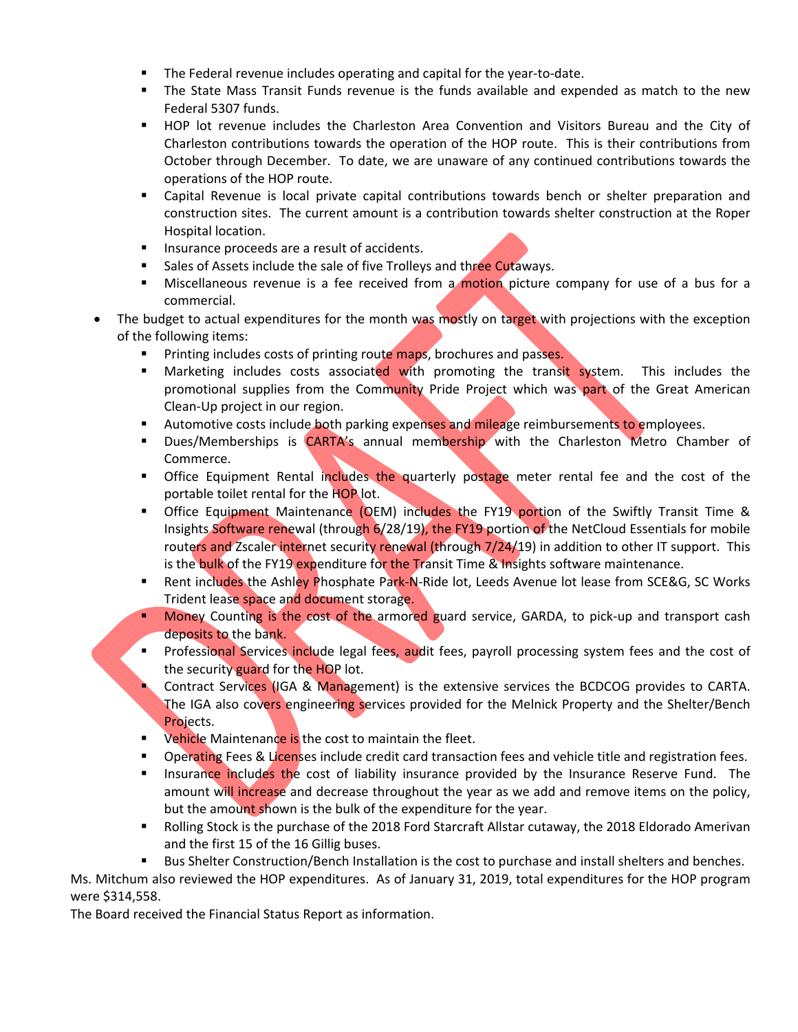- The Federal revenue includes operating and capital for the year-to-date.
- The State Mass Transit Funds revenue is the funds available and expended as match to the new Federal 5307 funds.
- HOP lot revenue includes the Charleston Area Convention and Visitors Bureau and the City of Charleston contributions towards the operation of the HOP route. This is their contributions from October through December. To date, we are unaware of any continued contributions towards the operations of the HOP route.
- Capital Revenue is local private capital contributions towards bench or shelter preparation and construction sites. The current amount is a contribution towards shelter construction at the Roper Hospital location.
- Insurance proceeds are a result of accidents.
- Sales of Assets include the sale of five Trolleys and three Cutaways.
- Miscellaneous revenue is a fee received from a motion picture company for use of a bus for a commercial.

- The budget to actual expenditures for the month was mostly on target with projections with the exception of the following items:
  - Printing includes costs of printing route maps, brochures and passes.
  - Marketing includes costs associated with promoting the transit system. This includes the promotional supplies from the Community Pride Project which was part of the Great American Clean-Up project in our region.
  - Automotive costs include both parking expenses and mileage reimbursements to employees.
  - Dues/Memberships is CARTA's annual membership with the Charleston Metro Chamber of Commerce.
  - Office Equipment Rental includes the quarterly postage meter rental fee and the cost of the portable toilet rental for the HOP lot.
  - Office Equipment Maintenance (OEM) includes the FY19 portion of the Swiftly Transit Time & Insights Software renewal (through 6/28/19), the FY19 portion of the NetCloud Essentials for mobile routers and Zscaler internet security renewal (through 7/24/19) in addition to other IT support. This is the bulk of the FY19 expenditure for the Transit Time & Insights software maintenance.
  - Rent includes the Ashley Phosphate Park-N-Ride lot, Leeds Avenue lot lease from SCE&G, SC Works Trident lease space and document storage.
  - Money Counting is the cost of the armored guard service, GARDA, to pick-up and transport cash deposits to the bank.
  - Professional Services include legal fees, audit fees, payroll processing system fees and the cost of the security guard for the HOP lot.
  - Contract Services (IGA & Management) is the extensive services the BCDCOG provides to CARTA. The IGA also covers engineering services provided for the Melnick Property and the Shelter/Bench Projects.
  - Vehicle Maintenance is the cost to maintain the fleet.
  - Operating Fees & Licenses include credit card transaction fees and vehicle title and registration fees.
  - Insurance includes the cost of liability insurance provided by the Insurance Reserve Fund. The amount will increase and decrease throughout the year as we add and remove items on the policy, but the amount shown is the bulk of the expenditure for the year.
  - Rolling Stock is the purchase of the 2018 Ford Starcraft Allstar cutaway, the 2018 Eldorado Amerivan and the first 15 of the 16 Gillig buses.
  - Bus Shelter Construction/Bench Installation is the cost to purchase and install shelters and benches.

Ms. Mitchum also reviewed the HOP expenditures. As of January 31, 2019, total expenditures for the HOP program were $314,558.

The Board received the Financial Status Report as information.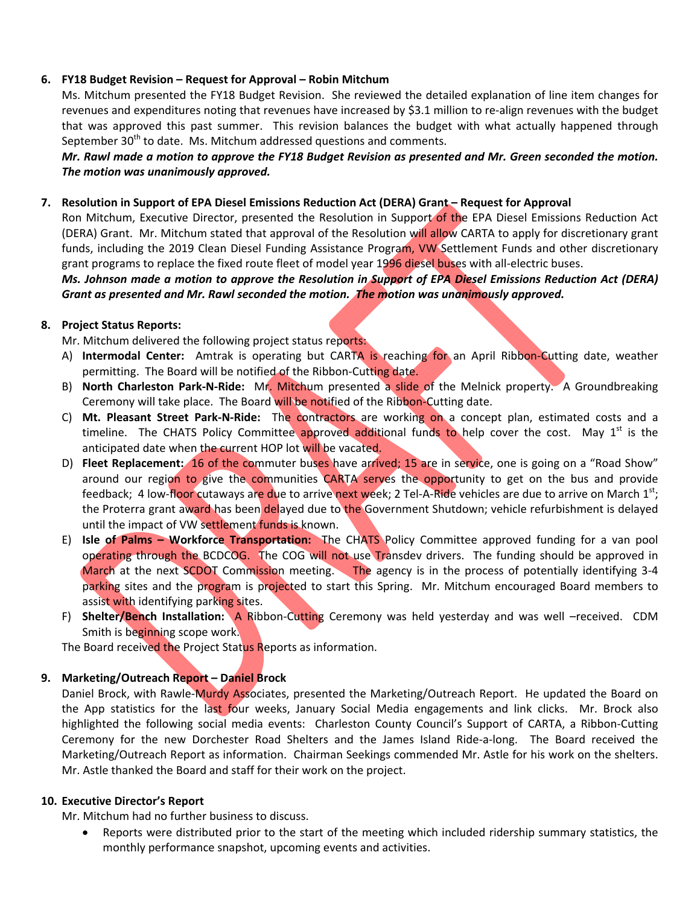6. **FY18 Budget Revision – Request for Approval – Robin Mitchum**
   Ms. Mitchum presented the FY18 Budget Revision. She reviewed the detailed explanation of line item changes for revenues and expenditures noting that revenues have increased by $3.1 million to re-align revenues with the budget that was approved this past summer. This revision balances the budget with what actually happened through September 30th to date. Ms. Mitchum addressed questions and comments.
   ***Mr. Rawl made a motion to approve the FY18 Budget Revision as presented and Mr. Green seconded the motion. The motion was unanimously approved.***

7. **Resolution in Support of EPA Diesel Emissions Reduction Act (DERA) Grant – Request for Approval**
   Ron Mitchum, Executive Director, presented the Resolution in Support of the EPA Diesel Emissions Reduction Act (DERA) Grant. Mr. Mitchum stated that approval of the Resolution will allow CARTA to apply for discretionary grant funds, including the 2019 Clean Diesel Funding Assistance Program, VW Settlement Funds and other discretionary grant programs to replace the fixed route fleet of model year 1996 diesel buses with all-electric buses.
   ***Ms. Johnson made a motion to approve the Resolution in Support of EPA Diesel Emissions Reduction Act (DERA) Grant as presented and Mr. Rawl seconded the motion. The motion was unanimously approved.***

8. **Project Status Reports:**
   Mr. Mitchum delivered the following project status reports:
   A) **Intermodal Center:** Amtrak is operating but CARTA is reaching for an April Ribbon-Cutting date, weather permitting. The Board will be notified of the Ribbon-Cutting date.
   B) **North Charleston Park-N-Ride:** Mr. Mitchum presented a slide of the Melnick property. A Groundbreaking Ceremony will take place. The Board will be notified of the Ribbon-Cutting date.
   C) **Mt. Pleasant Street Park-N-Ride:** The contractors are working on a concept plan, estimated costs and a timeline. The CHATS Policy Committee approved additional funds to help cover the cost. May 1st is the anticipated date when the current HOP lot will be vacated.
   D) **Fleet Replacement:** 16 of the commuter buses have arrived; 15 are in service, one is going on a "Road Show" around our region to give the communities CARTA serves the opportunity to get on the bus and provide feedback; 4 low-floor cutaways are due to arrive next week; 2 Tel-A-Ride vehicles are due to arrive on March 1st; the Proterra grant award has been delayed due to the Government Shutdown; vehicle refurbishment is delayed until the impact of VW settlement funds is known.
   E) **Isle of Palms – Workforce Transportation:** The CHATS Policy Committee approved funding for a van pool operating through the BCDCOG. The COG will not use Transdev drivers. The funding should be approved in March at the next SCDOT Commission meeting. The agency is in the process of potentially identifying 3-4 parking sites and the program is projected to start this Spring. Mr. Mitchum encouraged Board members to assist with identifying parking sites.
   F) **Shelter/Bench Installation:** A Ribbon-Cutting Ceremony was held yesterday and was well –received. CDM Smith is beginning scope work.

   The Board received the Project Status Reports as information.

9. **Marketing/Outreach Report – Daniel Brock**
   Daniel Brock, with Rawle-Murdy Associates, presented the Marketing/Outreach Report. He updated the Board on the App statistics for the last four weeks, January Social Media engagements and link clicks. Mr. Brock also highlighted the following social media events: Charleston County Council's Support of CARTA, a Ribbon-Cutting Ceremony for the new Dorchester Road Shelters and the James Island Ride-a-long. The Board received the Marketing/Outreach Report as information. Chairman Seekings commended Mr. Astle for his work on the shelters. Mr. Astle thanked the Board and staff for their work on the project.

10. **Executive Director's Report**
    Mr. Mitchum had no further business to discuss.
    - Reports were distributed prior to the start of the meeting which included ridership summary statistics, the monthly performance snapshot, upcoming events and activities.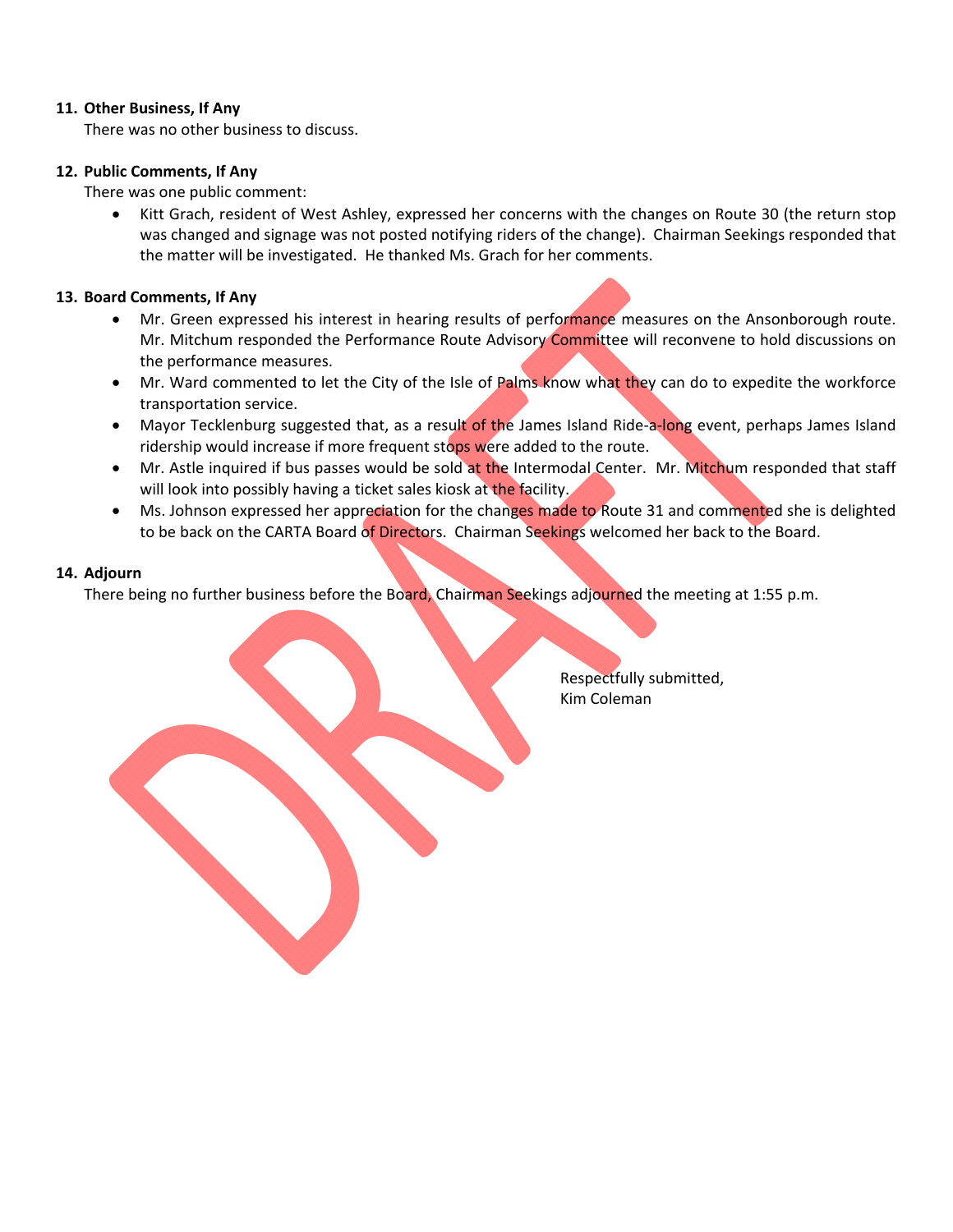11. **Other Business, If Any**
    There was no other business to discuss.

12. **Public Comments, If Any**
    There was one public comment:
    - Kitt Grach, resident of West Ashley, expressed her concerns with the changes on Route 30 (the return stop was changed and signage was not posted notifying riders of the change). Chairman Seekings responded that the matter will be investigated. He thanked Ms. Grach for her comments.

13. **Board Comments, If Any**
    - Mr. Green expressed his interest in hearing results of performance measures on the Ansonborough route. Mr. Mitchum responded the Performance Route Advisory Committee will reconvene to hold discussions on the performance measures.
    - Mr. Ward commented to let the City of the Isle of Palms know what they can do to expedite the workforce transportation service.
    - Mayor Tecklenburg suggested that, as a result of the James Island Ride-a-long event, perhaps James Island ridership would increase if more frequent stops were added to the route.
    - Mr. Astle inquired if bus passes would be sold at the Intermodal Center. Mr. Mitchum responded that staff will look into possibly having a ticket sales kiosk at the facility.
    - Ms. Johnson expressed her appreciation for the changes made to Route 31 and commented she is delighted to be back on the CARTA Board of Directors. Chairman Seekings welcomed her back to the Board.

14. **Adjourn**
    There being no further business before the Board, Chairman Seekings adjourned the meeting at 1:55 p.m.

Respectfully submitted,
Kim Coleman

DRAFT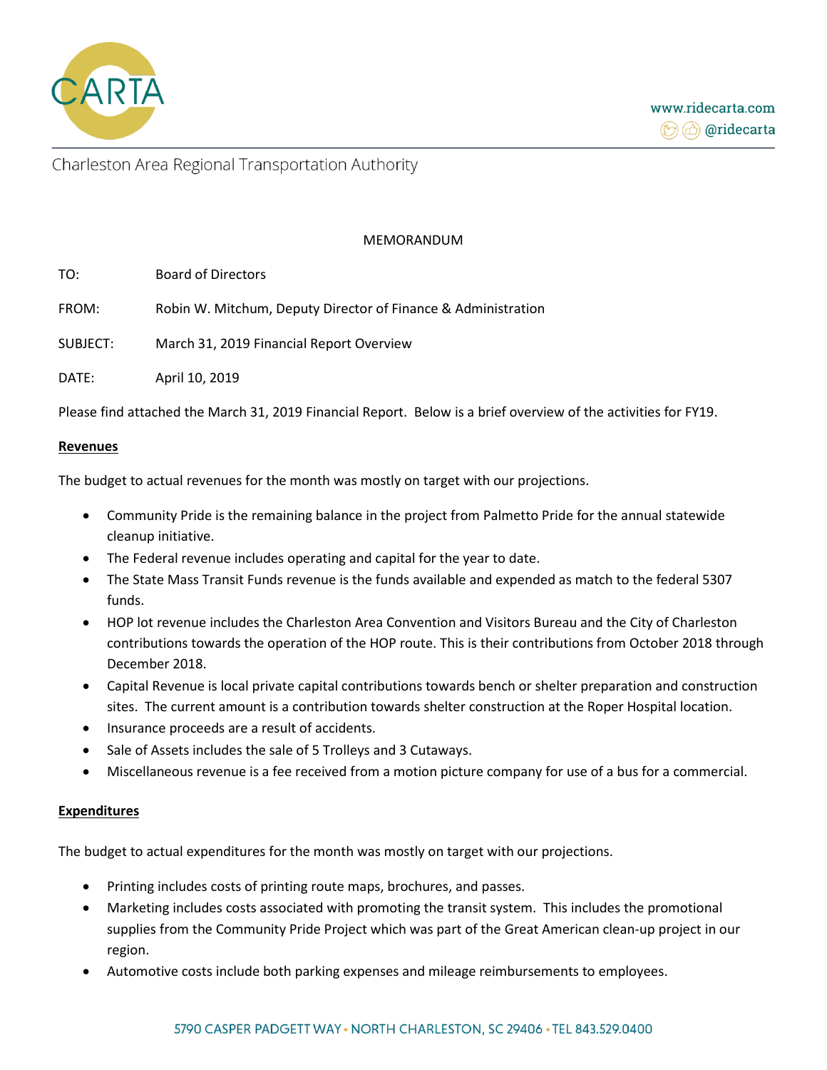Charleston Area Regional Transportation Authority

MEMORANDUM

TO: Board of Directors

FROM: Robin W. Mitchum, Deputy Director of Finance & Administration

SUBJECT: March 31, 2019 Financial Report Overview

DATE: April 10, 2019

Please find attached the March 31, 2019 Financial Report. Below is a brief overview of the activities for FY19.

**Revenues**

The budget to actual revenues for the month was mostly on target with our projections.

- Community Pride is the remaining balance in the project from Palmetto Pride for the annual statewide cleanup initiative.
- The Federal revenue includes operating and capital for the year to date.
- The State Mass Transit Funds revenue is the funds available and expended as match to the federal 5307 funds.
- HOP lot revenue includes the Charleston Area Convention and Visitors Bureau and the City of Charleston contributions towards the operation of the HOP route. This is their contributions from October 2018 through December 2018.
- Capital Revenue is local private capital contributions towards bench or shelter preparation and construction sites. The current amount is a contribution towards shelter construction at the Roper Hospital location.
- Insurance proceeds are a result of accidents.
- Sale of Assets includes the sale of 5 Trolleys and 3 Cutaways.
- Miscellaneous revenue is a fee received from a motion picture company for use of a bus for a commercial.

**Expenditures**

The budget to actual expenditures for the month was mostly on target with our projections.

- Printing includes costs of printing route maps, brochures, and passes.
- Marketing includes costs associated with promoting the transit system. This includes the promotional supplies from the Community Pride Project which was part of the Great American clean-up project in our region.
- Automotive costs include both parking expenses and mileage reimbursements to employees.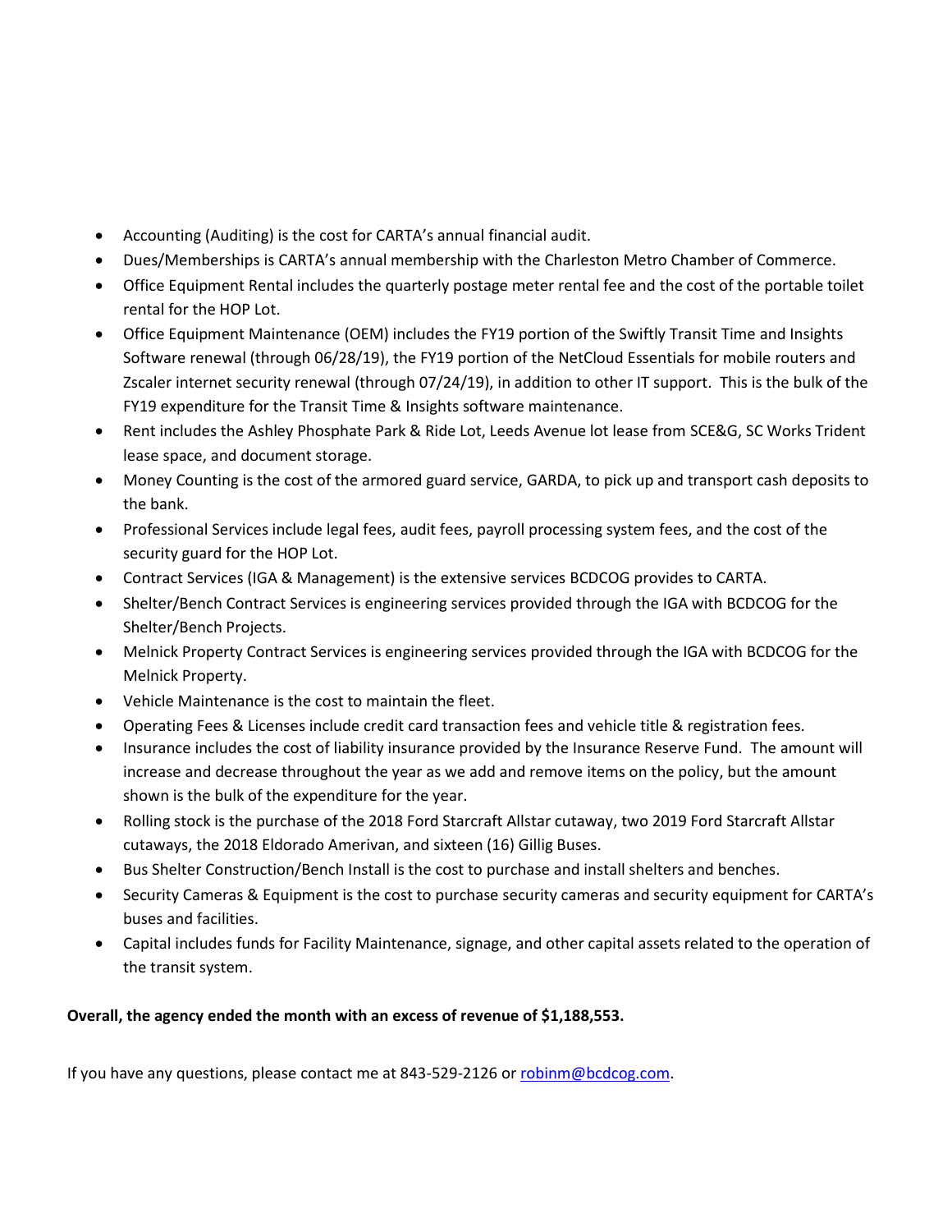- Accounting (Auditing) is the cost for CARTA's annual financial audit.
- Dues/Memberships is CARTA's annual membership with the Charleston Metro Chamber of Commerce.
- Office Equipment Rental includes the quarterly postage meter rental fee and the cost of the portable toilet rental for the HOP Lot.
- Office Equipment Maintenance (OEM) includes the FY19 portion of the Swiftly Transit Time and Insights Software renewal (through 06/28/19), the FY19 portion of the NetCloud Essentials for mobile routers and Zscaler internet security renewal (through 07/24/19), in addition to other IT support. This is the bulk of the FY19 expenditure for the Transit Time & Insights software maintenance.
- Rent includes the Ashley Phosphate Park & Ride Lot, Leeds Avenue lot lease from SCE&G, SC Works Trident lease space, and document storage.
- Money Counting is the cost of the armored guard service, GARDA, to pick up and transport cash deposits to the bank.
- Professional Services include legal fees, audit fees, payroll processing system fees, and the cost of the security guard for the HOP Lot.
- Contract Services (IGA & Management) is the extensive services BCDCOG provides to CARTA.
- Shelter/Bench Contract Services is engineering services provided through the IGA with BCDCOG for the Shelter/Bench Projects.
- Melnick Property Contract Services is engineering services provided through the IGA with BCDCOG for the Melnick Property.
- Vehicle Maintenance is the cost to maintain the fleet.
- Operating Fees & Licenses include credit card transaction fees and vehicle title & registration fees.
- Insurance includes the cost of liability insurance provided by the Insurance Reserve Fund. The amount will increase and decrease throughout the year as we add and remove items on the policy, but the amount shown is the bulk of the expenditure for the year.
- Rolling stock is the purchase of the 2018 Ford Starcraft Allstar cutaway, two 2019 Ford Starcraft Allstar cutaways, the 2018 Eldorado Amerivan, and sixteen (16) Gillig Buses.
- Bus Shelter Construction/Bench Install is the cost to purchase and install shelters and benches.
- Security Cameras & Equipment is the cost to purchase security cameras and security equipment for CARTA's buses and facilities.
- Capital includes funds for Facility Maintenance, signage, and other capital assets related to the operation of the transit system.

**Overall, the agency ended the month with an excess of revenue of $1,188,553.**

If you have any questions, please contact me at 843-529-2126 or [robinm@bcdcog.com](mailto:robinm@bcdcog.com).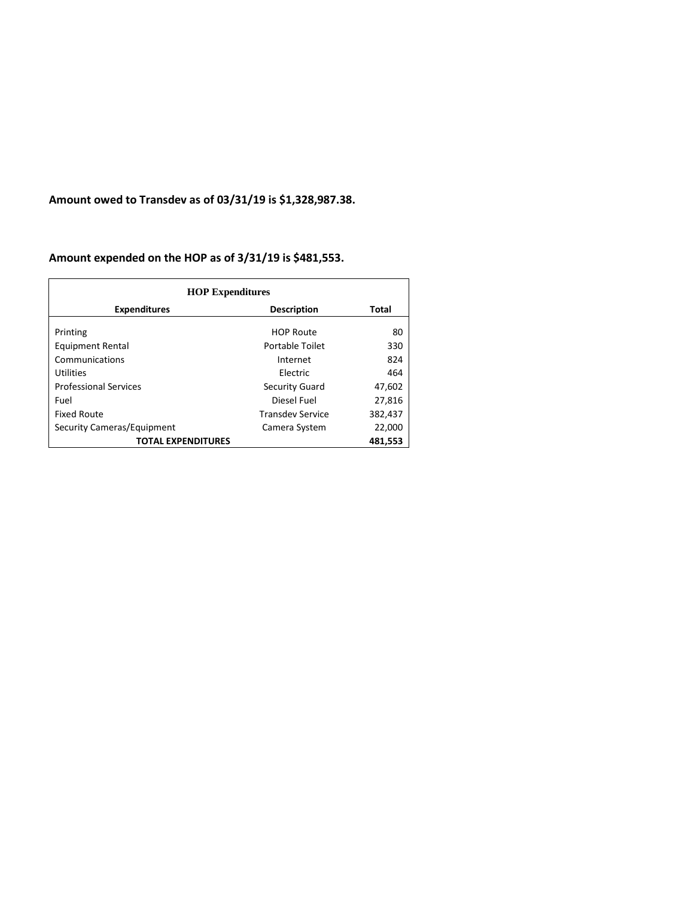**Amount owed to Transdev as of 03/31/19 is $1,328,987.38.**

**Amount expended on the HOP as of 3/31/19 is $481,553.**

| HOP Expenditures | | |
|---|---|---|
| **Expenditures** | **Description** | **Total** |
| Printing | HOP Route | 80 |
| Equipment Rental | Portable Toilet | 330 |
| Communications | Internet | 824 |
| Utilities | Electric | 464 |
| Professional Services | Security Guard | 47,602 |
| Fuel | Diesel Fuel | 27,816 |
| Fixed Route | Transdev Service | 382,437 |
| Security Cameras/Equipment | Camera System | 22,000 |
| **TOTAL EXPENDITURES** | | **481,553** |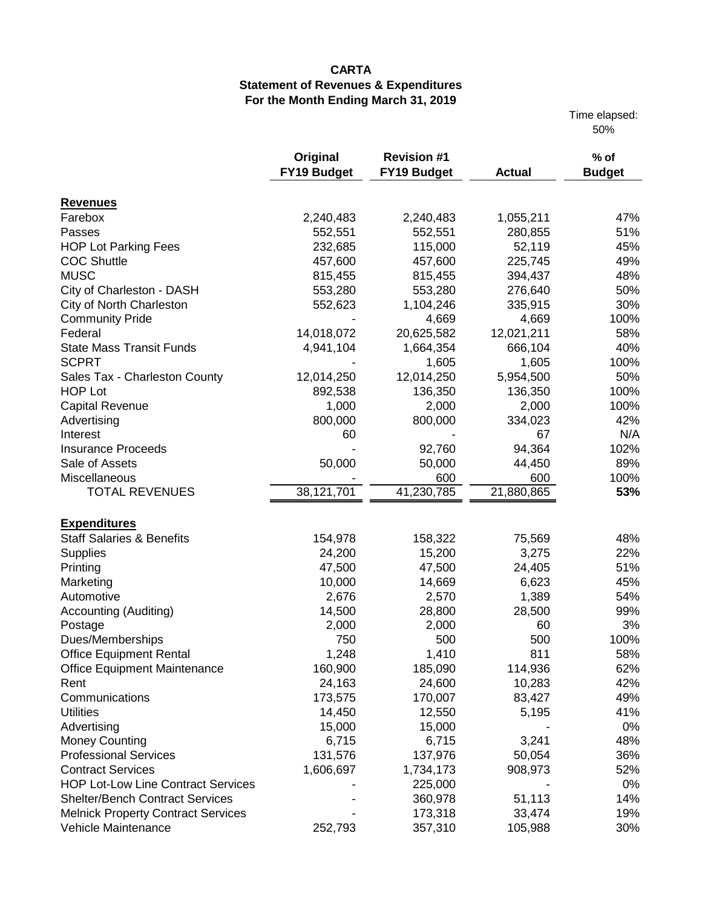**CARTA**
**Statement of Revenues & Expenditures**
**For the Month Ending March 31, 2019**

Time elapsed: 50%

| | Original FY19 Budget | Revision #1 FY19 Budget | Actual | % of Budget |
|---|---|---|---|---|
| **Revenues** | | | | |
| Farebox | 2,240,483 | 2,240,483 | 1,055,211 | 47% |
| Passes | 552,551 | 552,551 | 280,855 | 51% |
| HOP Lot Parking Fees | 232,685 | 115,000 | 52,119 | 45% |
| COC Shuttle | 457,600 | 457,600 | 225,745 | 49% |
| MUSC | 815,455 | 815,455 | 394,437 | 48% |
| City of Charleston - DASH | 553,280 | 553,280 | 276,640 | 50% |
| City of North Charleston | 552,623 | 1,104,246 | 335,915 | 30% |
| Community Pride | - | 4,669 | 4,669 | 100% |
| Federal | 14,018,072 | 20,625,582 | 12,021,211 | 58% |
| State Mass Transit Funds | 4,941,104 | 1,664,354 | 666,104 | 40% |
| SCPRT | - | 1,605 | 1,605 | 100% |
| Sales Tax - Charleston County | 12,014,250 | 12,014,250 | 5,954,500 | 50% |
| HOP Lot | 892,538 | 136,350 | 136,350 | 100% |
| Capital Revenue | 1,000 | 2,000 | 2,000 | 100% |
| Advertising | 800,000 | 800,000 | 334,023 | 42% |
| Interest | 60 | - | 67 | N/A |
| Insurance Proceeds | - | 92,760 | 94,364 | 102% |
| Sale of Assets | 50,000 | 50,000 | 44,450 | 89% |
| Miscellaneous | - | 600 | 600 | 100% |
| TOTAL REVENUES | 38,121,701 | 41,230,785 | 21,880,865 | **53%** |
| **Expenditures** | | | | |
| Staff Salaries & Benefits | 154,978 | 158,322 | 75,569 | 48% |
| Supplies | 24,200 | 15,200 | 3,275 | 22% |
| Printing | 47,500 | 47,500 | 24,405 | 51% |
| Marketing | 10,000 | 14,669 | 6,623 | 45% |
| Automotive | 2,676 | 2,570 | 1,389 | 54% |
| Accounting (Auditing) | 14,500 | 28,800 | 28,500 | 99% |
| Postage | 2,000 | 2,000 | 60 | 3% |
| Dues/Memberships | 750 | 500 | 500 | 100% |
| Office Equipment Rental | 1,248 | 1,410 | 811 | 58% |
| Office Equipment Maintenance | 160,900 | 185,090 | 114,936 | 62% |
| Rent | 24,163 | 24,600 | 10,283 | 42% |
| Communications | 173,575 | 170,007 | 83,427 | 49% |
| Utilities | 14,450 | 12,550 | 5,195 | 41% |
| Advertising | 15,000 | 15,000 | - | 0% |
| Money Counting | 6,715 | 6,715 | 3,241 | 48% |
| Professional Services | 131,576 | 137,976 | 50,054 | 36% |
| Contract Services | 1,606,697 | 1,734,173 | 908,973 | 52% |
| HOP Lot-Low Line Contract Services | - | 225,000 | - | 0% |
| Shelter/Bench Contract Services | - | 360,978 | 51,113 | 14% |
| Melnick Property Contract Services | - | 173,318 | 33,474 | 19% |
| Vehicle Maintenance | 252,793 | 357,310 | 105,988 | 30% |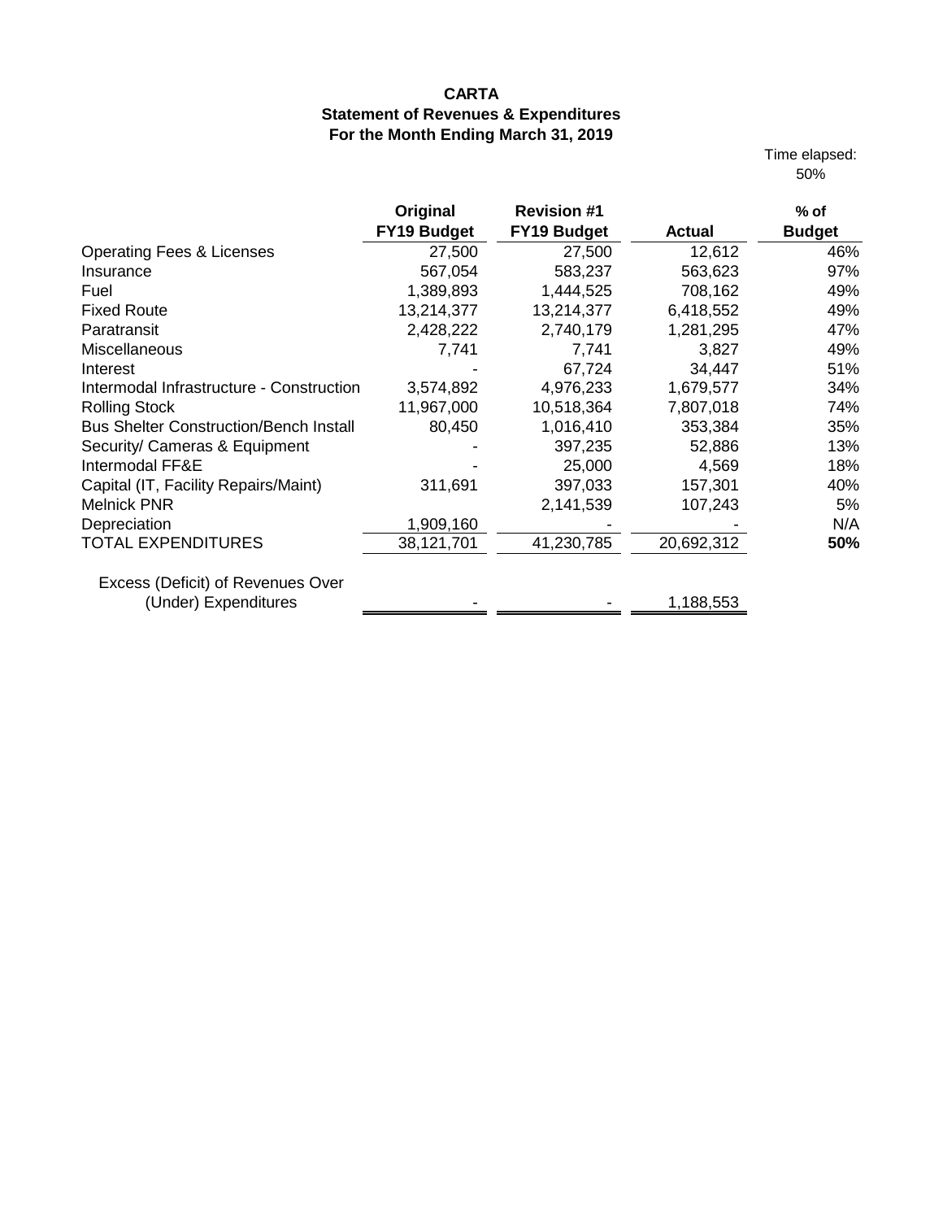**CARTA**
**Statement of Revenues & Expenditures**
**For the Month Ending March 31, 2019**

Time elapsed: 50%

| | Original FY19 Budget | Revision #1 FY19 Budget | Actual | % of Budget |
|---|---|---|---|---|
| Operating Fees & Licenses | 27,500 | 27,500 | 12,612 | 46% |
| Insurance | 567,054 | 583,237 | 563,623 | 97% |
| Fuel | 1,389,893 | 1,444,525 | 708,162 | 49% |
| Fixed Route | 13,214,377 | 13,214,377 | 6,418,552 | 49% |
| Paratransit | 2,428,222 | 2,740,179 | 1,281,295 | 47% |
| Miscellaneous | 7,741 | 7,741 | 3,827 | 49% |
| Interest | - | 67,724 | 34,447 | 51% |
| Intermodal Infrastructure - Construction | 3,574,892 | 4,976,233 | 1,679,577 | 34% |
| Rolling Stock | 11,967,000 | 10,518,364 | 7,807,018 | 74% |
| Bus Shelter Construction/Bench Install | 80,450 | 1,016,410 | 353,384 | 35% |
| Security/ Cameras & Equipment | - | 397,235 | 52,886 | 13% |
| Intermodal FF&E | - | 25,000 | 4,569 | 18% |
| Capital (IT, Facility Repairs/Maint) | 311,691 | 397,033 | 157,301 | 40% |
| Melnick PNR | | 2,141,539 | 107,243 | 5% |
| Depreciation | 1,909,160 | - | - | N/A |
| TOTAL EXPENDITURES | 38,121,701 | 41,230,785 | 20,692,312 | **50%** |
| Excess (Deficit) of Revenues Over (Under) Expenditures | - | - | 1,188,553 | |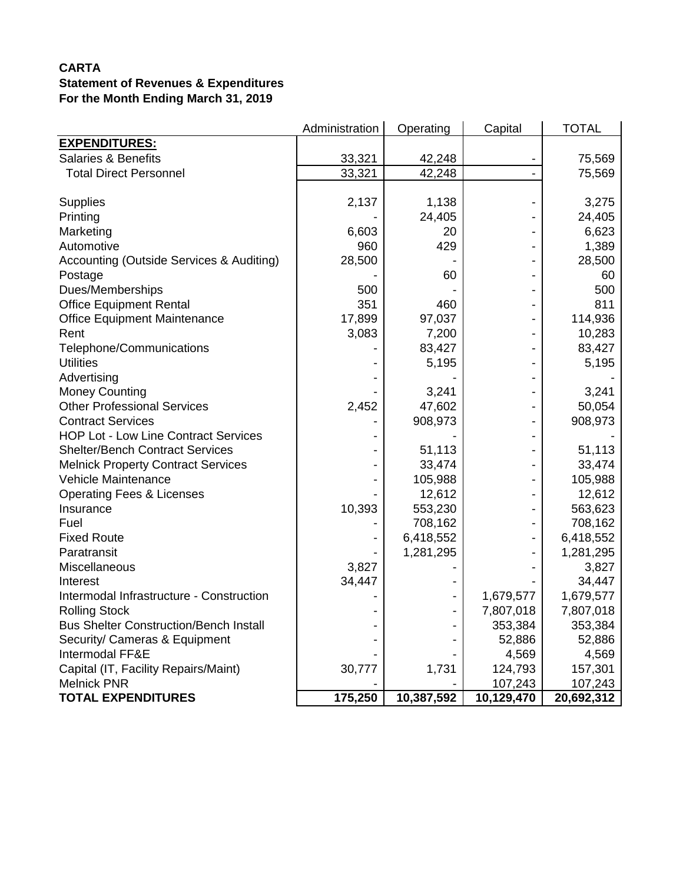**CARTA**
**Statement of Revenues & Expenditures**
**For the Month Ending March 31, 2019**

| | Administration | Operating | Capital | TOTAL |
|---|---|---|---|---|
| **EXPENDITURES:** | | | | |
| Salaries & Benefits | 33,321 | 42,248 | - | 75,569 |
| Total Direct Personnel | 33,321 | 42,248 | - | 75,569 |
| | | | | |
| Supplies | 2,137 | 1,138 | - | 3,275 |
| Printing | - | 24,405 | - | 24,405 |
| Marketing | 6,603 | 20 | - | 6,623 |
| Automotive | 960 | 429 | - | 1,389 |
| Accounting (Outside Services & Auditing) | 28,500 | - | - | 28,500 |
| Postage | - | 60 | - | 60 |
| Dues/Memberships | 500 | - | - | 500 |
| Office Equipment Rental | 351 | 460 | - | 811 |
| Office Equipment Maintenance | 17,899 | 97,037 | - | 114,936 |
| Rent | 3,083 | 7,200 | - | 10,283 |
| Telephone/Communications | - | 83,427 | - | 83,427 |
| Utilities | - | 5,195 | - | 5,195 |
| Advertising | - | - | - | - |
| Money Counting | - | 3,241 | - | 3,241 |
| Other Professional Services | 2,452 | 47,602 | - | 50,054 |
| Contract Services | - | 908,973 | - | 908,973 |
| HOP Lot - Low Line Contract Services | - | - | - | - |
| Shelter/Bench Contract Services | - | 51,113 | - | 51,113 |
| Melnick Property Contract Services | - | 33,474 | - | 33,474 |
| Vehicle Maintenance | - | 105,988 | - | 105,988 |
| Operating Fees & Licenses | - | 12,612 | - | 12,612 |
| Insurance | 10,393 | 553,230 | - | 563,623 |
| Fuel | - | 708,162 | - | 708,162 |
| Fixed Route | - | 6,418,552 | - | 6,418,552 |
| Paratransit | - | 1,281,295 | - | 1,281,295 |
| Miscellaneous | 3,827 | - | - | 3,827 |
| Interest | 34,447 | - | - | 34,447 |
| Intermodal Infrastructure - Construction | - | - | 1,679,577 | 1,679,577 |
| Rolling Stock | - | - | 7,807,018 | 7,807,018 |
| Bus Shelter Construction/Bench Install | - | - | 353,384 | 353,384 |
| Security/ Cameras & Equipment | - | - | 52,886 | 52,886 |
| Intermodal FF&E | - | - | 4,569 | 4,569 |
| Capital (IT, Facility Repairs/Maint) | 30,777 | 1,731 | 124,793 | 157,301 |
| Melnick PNR | - | - | 107,243 | 107,243 |
| **TOTAL EXPENDITURES** | **175,250** | **10,387,592** | **10,129,470** | **20,692,312** |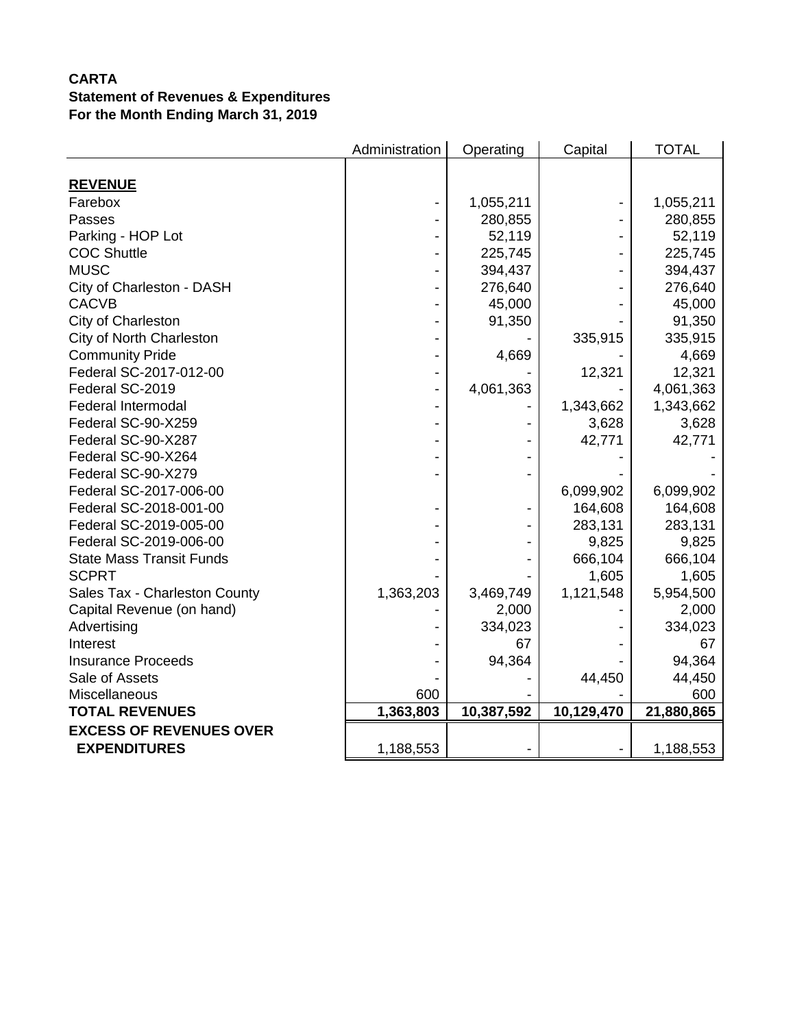**CARTA**
**Statement of Revenues & Expenditures**
**For the Month Ending March 31, 2019**

| | Administration | Operating | Capital | TOTAL |
|---|---|---|---|---|
| **REVENUE** | | | | |
| Farebox | - | 1,055,211 | - | 1,055,211 |
| Passes | - | 280,855 | - | 280,855 |
| Parking - HOP Lot | - | 52,119 | - | 52,119 |
| COC Shuttle | - | 225,745 | - | 225,745 |
| MUSC | - | 394,437 | - | 394,437 |
| City of Charleston - DASH | - | 276,640 | - | 276,640 |
| CACVB | - | 45,000 | - | 45,000 |
| City of Charleston | - | 91,350 | - | 91,350 |
| City of North Charleston | - | - | 335,915 | 335,915 |
| Community Pride | - | 4,669 | - | 4,669 |
| Federal SC-2017-012-00 | - | - | 12,321 | 12,321 |
| Federal SC-2019 | - | 4,061,363 | - | 4,061,363 |
| Federal Intermodal | - | - | 1,343,662 | 1,343,662 |
| Federal SC-90-X259 | - | - | 3,628 | 3,628 |
| Federal SC-90-X287 | - | - | 42,771 | 42,771 |
| Federal SC-90-X264 | - | - | - | - |
| Federal SC-90-X279 | - | - | - | - |
| Federal SC-2017-006-00 | | | 6,099,902 | 6,099,902 |
| Federal SC-2018-001-00 | - | - | 164,608 | 164,608 |
| Federal SC-2019-005-00 | - | - | 283,131 | 283,131 |
| Federal SC-2019-006-00 | - | - | 9,825 | 9,825 |
| State Mass Transit Funds | - | - | 666,104 | 666,104 |
| SCPRT | - | - | 1,605 | 1,605 |
| Sales Tax - Charleston County | 1,363,203 | 3,469,749 | 1,121,548 | 5,954,500 |
| Capital Revenue (on hand) | - | 2,000 | - | 2,000 |
| Advertising | - | 334,023 | - | 334,023 |
| Interest | - | 67 | - | 67 |
| Insurance Proceeds | - | 94,364 | - | 94,364 |
| Sale of Assets | - | - | 44,450 | 44,450 |
| Miscellaneous | 600 | - | - | 600 |
| **TOTAL REVENUES** | **1,363,803** | **10,387,592** | **10,129,470** | **21,880,865** |
| **EXCESS OF REVENUES OVER EXPENDITURES** | 1,188,553 | - | - | 1,188,553 |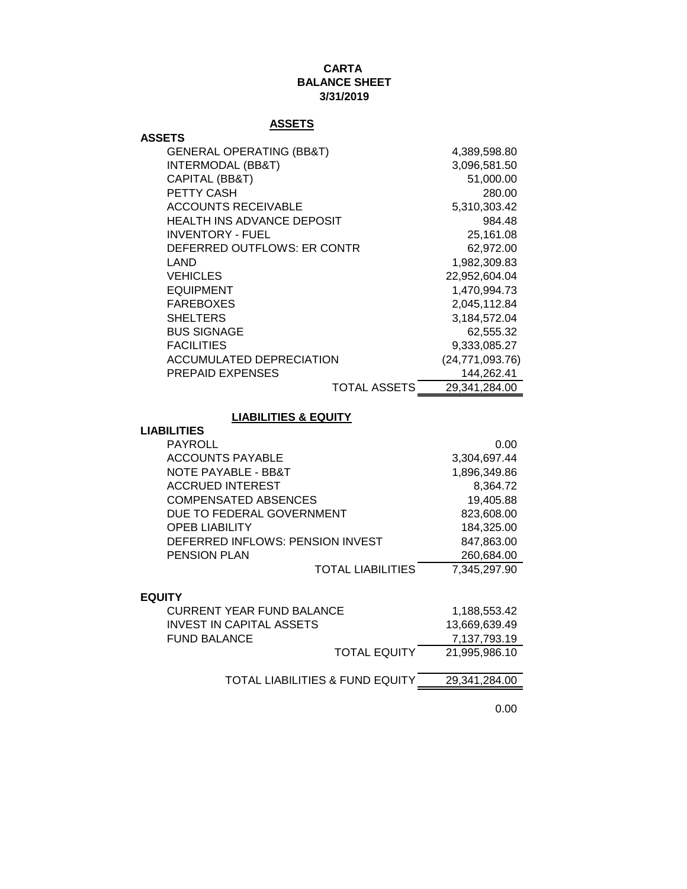**CARTA**
**BALANCE SHEET**
**3/31/2019**

## ASSETS

| **ASSETS** | |
|---|---|
| GENERAL OPERATING (BB&T) | 4,389,598.80 |
| INTERMODAL (BB&T) | 3,096,581.50 |
| CAPITAL (BB&T) | 51,000.00 |
| PETTY CASH | 280.00 |
| ACCOUNTS RECEIVABLE | 5,310,303.42 |
| HEALTH INS ADVANCE DEPOSIT | 984.48 |
| INVENTORY - FUEL | 25,161.08 |
| DEFERRED OUTFLOWS: ER CONTR | 62,972.00 |
| LAND | 1,982,309.83 |
| VEHICLES | 22,952,604.04 |
| EQUIPMENT | 1,470,994.73 |
| FAREBOXES | 2,045,112.84 |
| SHELTERS | 3,184,572.04 |
| BUS SIGNAGE | 62,555.32 |
| FACILITIES | 9,333,085.27 |
| ACCUMULATED DEPRECIATION | (24,771,093.76) |
| PREPAID EXPENSES | 144,262.41 |
| TOTAL ASSETS | 29,341,284.00 |

## LIABILITIES & EQUITY

| **LIABILITIES** | |
|---|---|
| PAYROLL | 0.00 |
| ACCOUNTS PAYABLE | 3,304,697.44 |
| NOTE PAYABLE - BB&T | 1,896,349.86 |
| ACCRUED INTEREST | 8,364.72 |
| COMPENSATED ABSENCES | 19,405.88 |
| DUE TO FEDERAL GOVERNMENT | 823,608.00 |
| OPEB LIABILITY | 184,325.00 |
| DEFERRED INFLOWS: PENSION INVEST | 847,863.00 |
| PENSION PLAN | 260,684.00 |
| TOTAL LIABILITIES | 7,345,297.90 |

| **EQUITY** | |
|---|---|
| CURRENT YEAR FUND BALANCE | 1,188,553.42 |
| INVEST IN CAPITAL ASSETS | 13,669,639.49 |
| FUND BALANCE | 7,137,793.19 |
| TOTAL EQUITY | 21,995,986.10 |
| TOTAL LIABILITIES & FUND EQUITY | 29,341,284.00 |
| | 0.00 |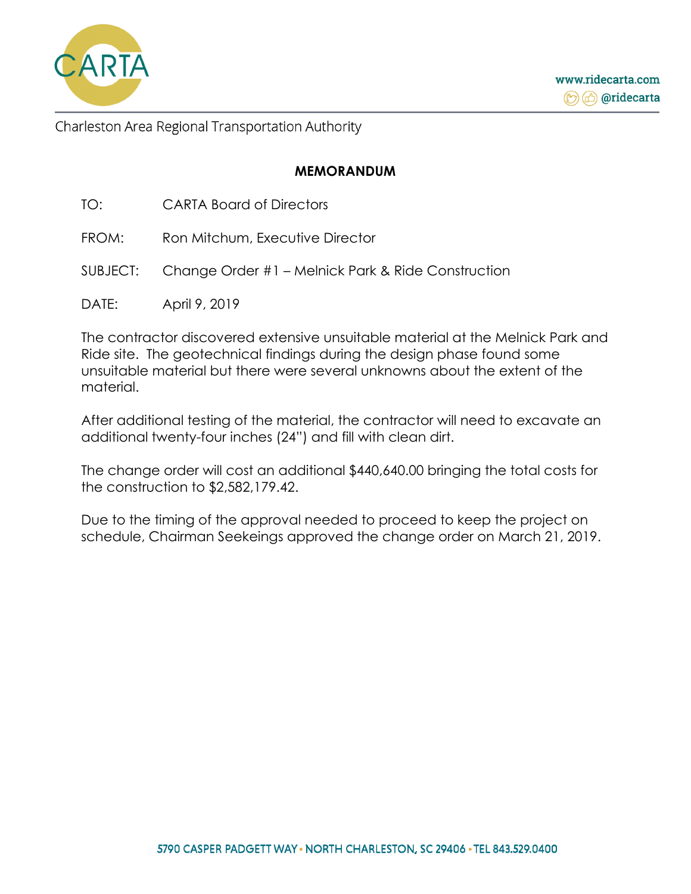CARTA

www.ridecarta.com
@ridecarta

Charleston Area Regional Transportation Authority

## MEMORANDUM

TO: CARTA Board of Directors

FROM: Ron Mitchum, Executive Director

SUBJECT: Change Order #1 – Melnick Park & Ride Construction

DATE: April 9, 2019

The contractor discovered extensive unsuitable material at the Melnick Park and Ride site. The geotechnical findings during the design phase found some unsuitable material but there were several unknowns about the extent of the material.

After additional testing of the material, the contractor will need to excavate an additional twenty-four inches (24") and fill with clean dirt.

The change order will cost an additional $440,640.00 bringing the total costs for the construction to $2,582,179.42.

Due to the timing of the approval needed to proceed to keep the project on schedule, Chairman Seekings approved the change order on March 21, 2019.

5790 CASPER PADGETT WAY • NORTH CHARLESTON, SC 29406 • TEL 843.529.0400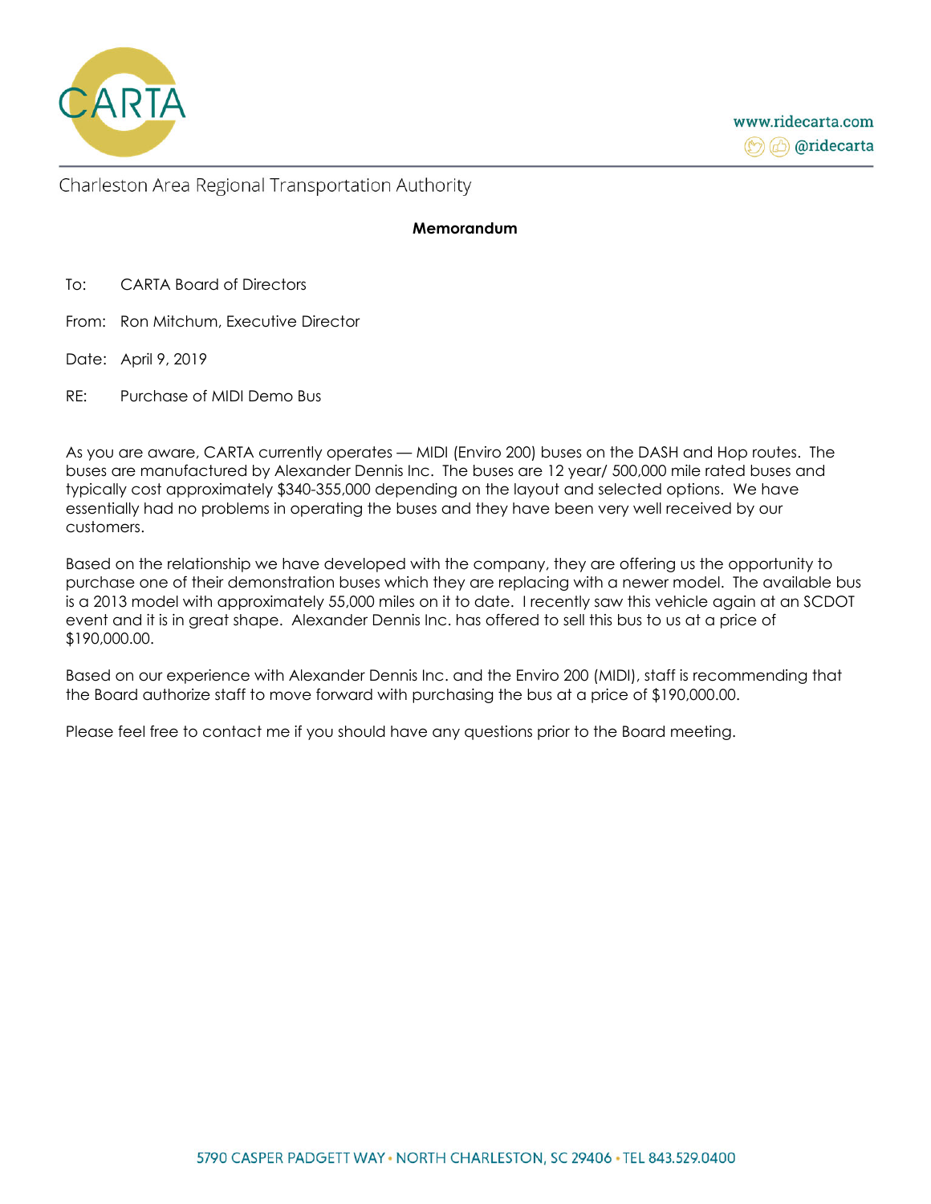CARTA

www.ridecarta.com
@ridecarta

Charleston Area Regional Transportation Authority

**Memorandum**

To: CARTA Board of Directors

From: Ron Mitchum, Executive Director

Date: April 9, 2019

RE: Purchase of MIDI Demo Bus

As you are aware, CARTA currently operates — MIDI (Enviro 200) buses on the DASH and Hop routes. The buses are manufactured by Alexander Dennis Inc. The buses are 12 year/ 500,000 mile rated buses and typically cost approximately $340-355,000 depending on the layout and selected options. We have essentially had no problems in operating the buses and they have been very well received by our customers.

Based on the relationship we have developed with the company, they are offering us the opportunity to purchase one of their demonstration buses which they are replacing with a newer model. The available bus is a 2013 model with approximately 55,000 miles on it to date. I recently saw this vehicle again at an SCDOT event and it is in great shape. Alexander Dennis Inc. has offered to sell this bus to us at a price of $190,000.00.

Based on our experience with Alexander Dennis Inc. and the Enviro 200 (MIDI), staff is recommending that the Board authorize staff to move forward with purchasing the bus at a price of $190,000.00.

Please feel free to contact me if you should have any questions prior to the Board meeting.

5790 CASPER PADGETT WAY • NORTH CHARLESTON, SC 29406 • TEL 843.529.0400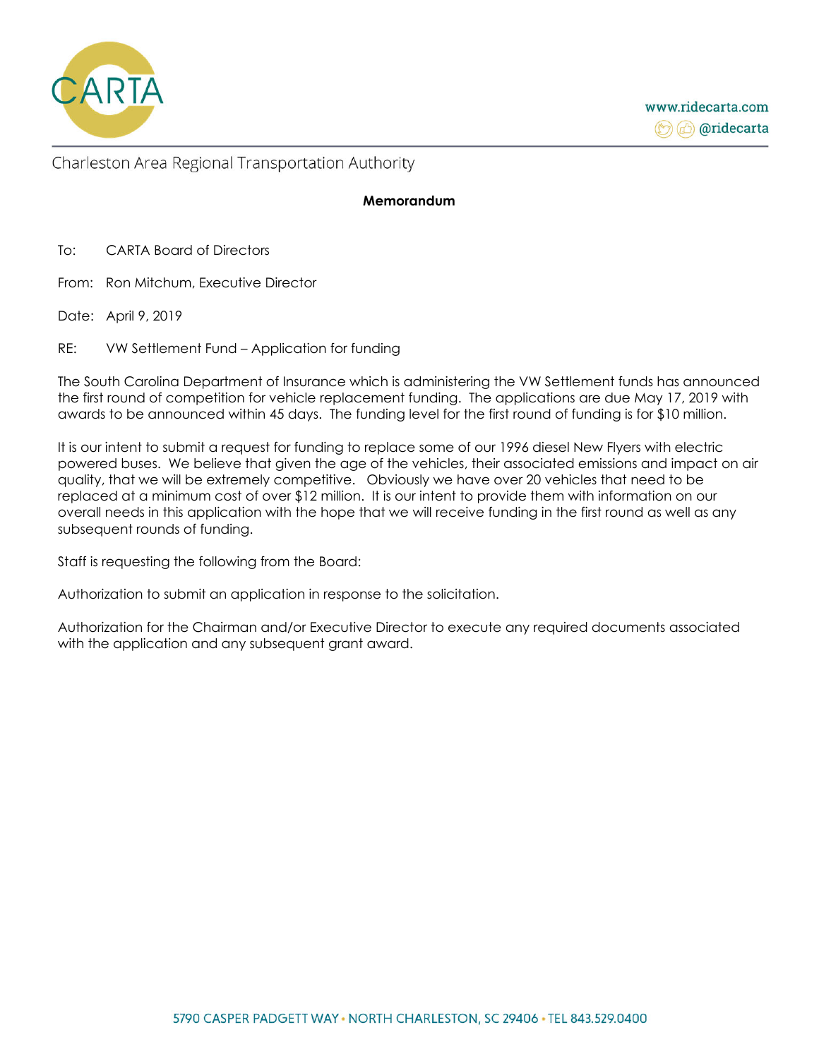CARTA

www.ridecarta.com
@ridecarta

Charleston Area Regional Transportation Authority

**Memorandum**

To: CARTA Board of Directors

From: Ron Mitchum, Executive Director

Date: April 9, 2019

RE: VW Settlement Fund – Application for funding

The South Carolina Department of Insurance which is administering the VW Settlement funds has announced the first round of competition for vehicle replacement funding. The applications are due May 17, 2019 with awards to be announced within 45 days. The funding level for the first round of funding is for $10 million.

It is our intent to submit a request for funding to replace some of our 1996 diesel New Flyers with electric powered buses. We believe that given the age of the vehicles, their associated emissions and impact on air quality, that we will be extremely competitive. Obviously we have over 20 vehicles that need to be replaced at a minimum cost of over $12 million. It is our intent to provide them with information on our overall needs in this application with the hope that we will receive funding in the first round as well as any subsequent rounds of funding.

Staff is requesting the following from the Board:

Authorization to submit an application in response to the solicitation.

Authorization for the Chairman and/or Executive Director to execute any required documents associated with the application and any subsequent grant award.

5790 CASPER PADGETT WAY • NORTH CHARLESTON, SC 29406 • TEL 843.529.0400